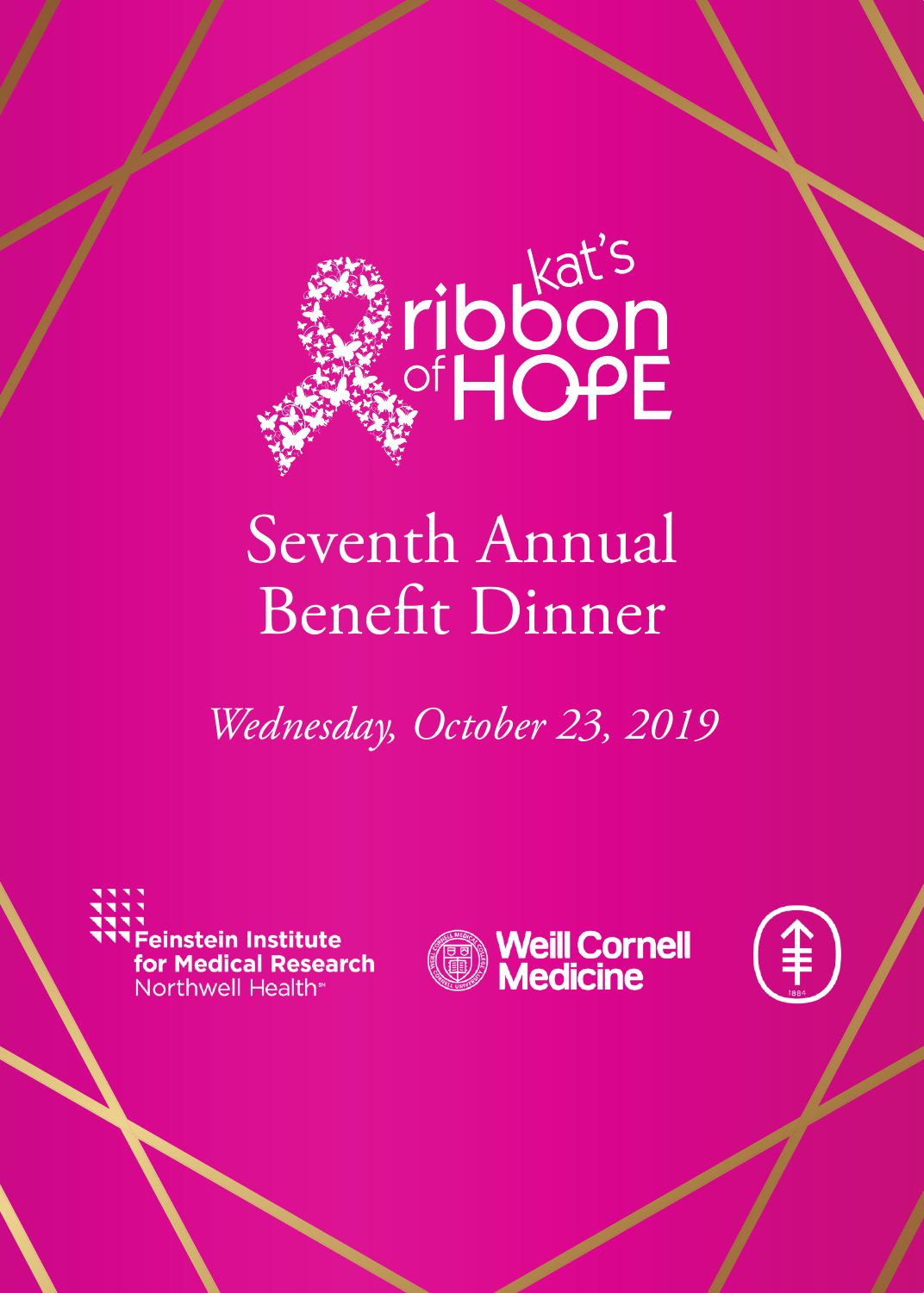# kat's ribbon of HOPE

## Seventh Annual Benefit Dinner

*Wednesday, October 23, 2019*

Feinstein Institute for Medical Research
Northwell Health

Weill Cornell Medicine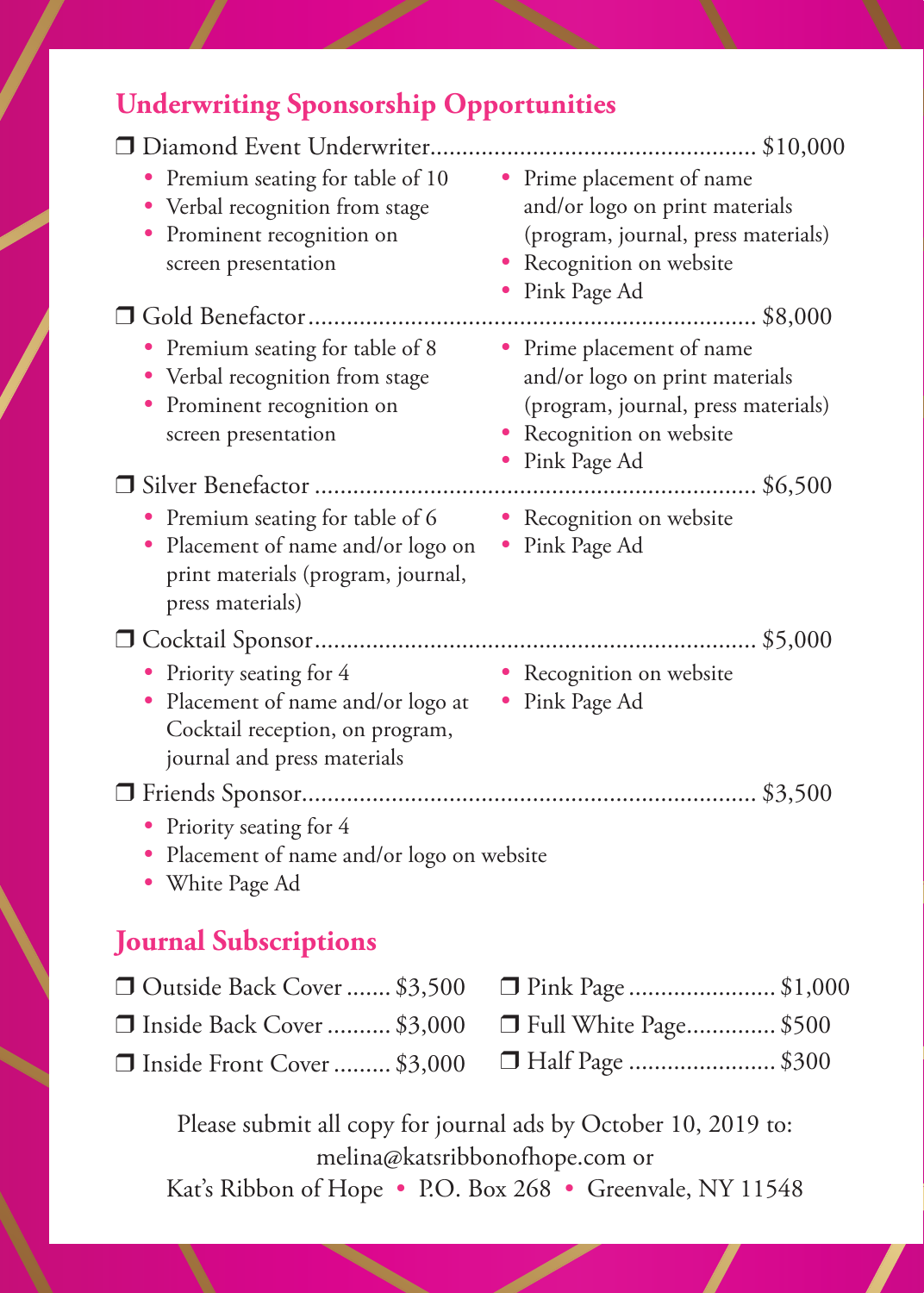## Underwriting Sponsorship Opportunities

❒ Diamond Event Underwriter.................................................. $10,000

- Premium seating for table of 10
- Verbal recognition from stage
- Prominent recognition on screen presentation
- Prime placement of name and/or logo on print materials (program, journal, press materials)
- Recognition on website
- Pink Page Ad

❒ Gold Benefactor.................................................................... $8,000

- Premium seating for table of 8
- Verbal recognition from stage
- Prominent recognition on screen presentation
- Prime placement of name and/or logo on print materials (program, journal, press materials)
- Recognition on website
- Pink Page Ad

❒ Silver Benefactor .................................................................. $6,500

- Premium seating for table of 6
- Placement of name and/or logo on print materials (program, journal, press materials)
- Recognition on website
- Pink Page Ad

❒ Cocktail Sponsor.................................................................... $5,000

- Priority seating for 4
- Placement of name and/or logo at Cocktail reception, on program, journal and press materials
- Recognition on website
- Pink Page Ad

❒ Friends Sponsor..................................................................... $3,500

- Priority seating for 4
- Placement of name and/or logo on website
- White Page Ad

## Journal Subscriptions

❒ Outside Back Cover ....... $3,500

❒ Inside Back Cover .......... $3,000

❒ Inside Front Cover ......... $3,000

❒ Pink Page ....................... $1,000

❒ Full White Page.............. $500

❒ Half Page ....................... $300

Please submit all copy for journal ads by October 10, 2019 to:
melina@katsribbonofhope.com or
Kat's Ribbon of Hope • P.O. Box 268 • Greenvale, NY 11548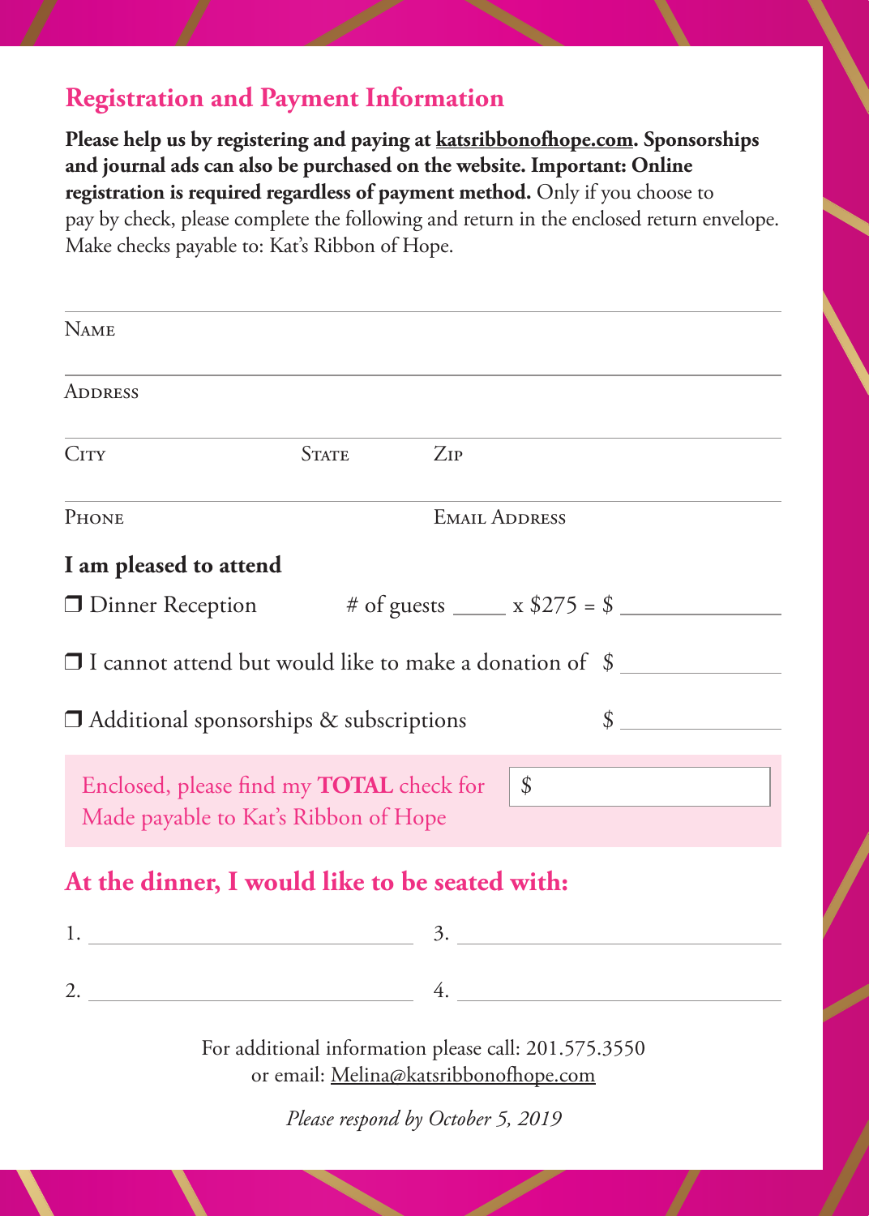## Registration and Payment Information

**Please help us by registering and paying at katsribbonofhope.com. Sponsorships and journal ads can also be purchased on the website. Important: Online registration is required regardless of payment method.** Only if you choose to pay by check, please complete the following and return in the enclosed return envelope. Make checks payable to: Kat's Ribbon of Hope.

NAME ______________________________________________

ADDRESS ______________________________________________

CITY ______________ STATE ______________ ZIP ______________

PHONE ______________ EMAIL ADDRESS ______________

### I am pleased to attend

❒ Dinner Reception # of guests _____ x $275 = $ _______________

❒ I cannot attend but would like to make a donation of $ _______________

❒ Additional sponsorships & subscriptions $ _______________

Enclosed, please find my **TOTAL** check for $ _______________
Made payable to Kat's Ribbon of Hope

### At the dinner, I would like to be seated with:

1. ______________________________
2. ______________________________
3. ______________________________
4. ______________________________

For additional information please call: 201.575.3550
or email: Melina@katsribbonofhope.com

*Please respond by October 5, 2019*